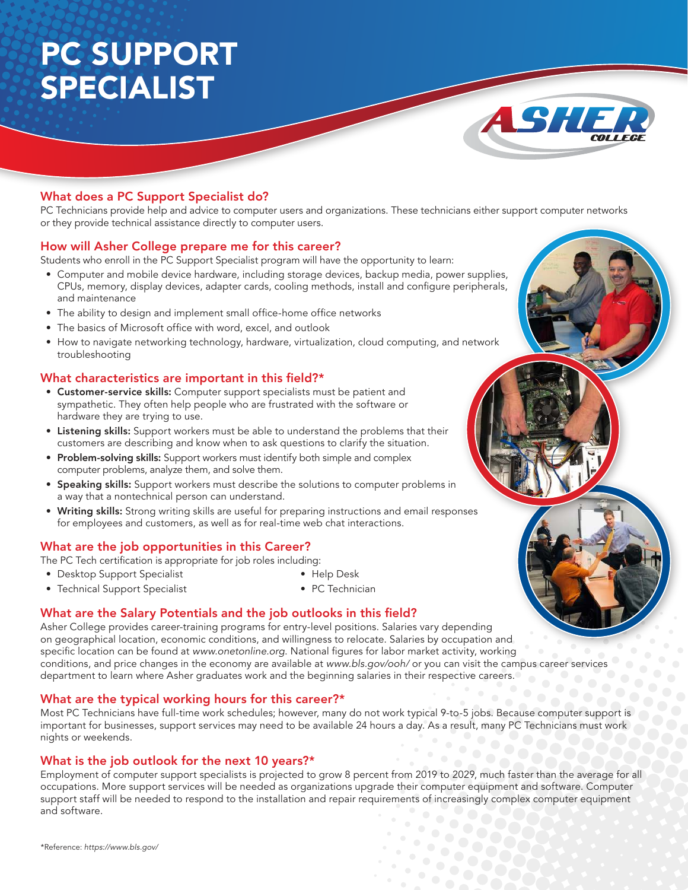# PC SUPPORT SPECIALIST

## What does a PC Support Specialist do?

PC Technicians provide help and advice to computer users and organizations. These technicians either support computer networks or they provide technical assistance directly to computer users.

## How will Asher College prepare me for this career?

Students who enroll in the PC Support Specialist program will have the opportunity to learn:

- Computer and mobile device hardware, including storage devices, backup media, power supplies, CPUs, memory, display devices, adapter cards, cooling methods, install and configure peripherals, and maintenance
- The ability to design and implement small office-home office networks
- The basics of Microsoft office with word, excel, and outlook
- How to navigate networking technology, hardware, virtualization, cloud computing, and network troubleshooting

## What characteristics are important in this field?*

- **Customer-service skills:** Computer support specialists must be patient and sympathetic. They often help people who are frustrated with the software or hardware they are trying to use.
- **Listening skills:** Support workers must be able to understand the problems that their customers are describing and know when to ask questions to clarify the situation.
- **Problem-solving skills:** Support workers must identify both simple and complex computer problems, analyze them, and solve them.
- **Speaking skills:** Support workers must describe the solutions to computer problems in a way that a nontechnical person can understand.
- **Writing skills:** Strong writing skills are useful for preparing instructions and email responses for employees and customers, as well as for real-time web chat interactions.

## What are the job opportunities in this Career?

The PC Tech certification is appropriate for job roles including:

- Desktop Support Specialist
- Technical Support Specialist
- Help Desk
- PC Technician

## What are the Salary Potentials and the job outlooks in this field?

Asher College provides career-training programs for entry-level positions. Salaries vary depending on geographical location, economic conditions, and willingness to relocate. Salaries by occupation and specific location can be found at *www.onetonline.org*. National figures for labor market activity, working conditions, and price changes in the economy are available at *www.bls.gov/ooh/* or you can visit the campus career services department to learn where Asher graduates work and the beginning salaries in their respective careers.

## What are the typical working hours for this career?*

Most PC Technicians have full-time work schedules; however, many do not work typical 9-to-5 jobs. Because computer support is important for businesses, support services may need to be available 24 hours a day. As a result, many PC Technicians must work nights or weekends.

## What is the job outlook for the next 10 years?*

Employment of computer support specialists is projected to grow 8 percent from 2019 to 2029, much faster than the average for all occupations. More support services will be needed as organizations upgrade their computer equipment and software. Computer support staff will be needed to respond to the installation and repair requirements of increasingly complex computer equipment and software.

*Reference: *https://www.bls.gov/*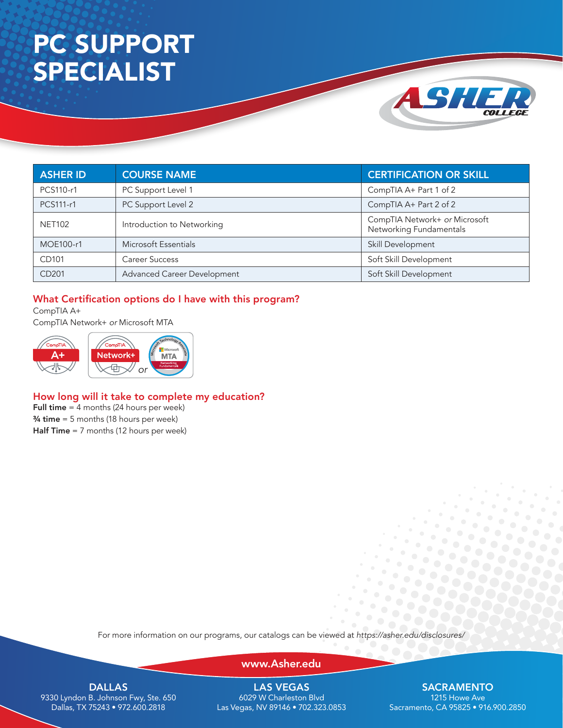# PC SUPPORT SPECIALIST

| ASHER ID | COURSE NAME | CERTIFICATION OR SKILL |
|---|---|---|
| PCS110-r1 | PC Support Level 1 | CompTIA A+ Part 1 of 2 |
| PCS111-r1 | PC Support Level 2 | CompTIA A+ Part 2 of 2 |
| NET102 | Introduction to Networking | CompTIA Network+ *or* Microsoft Networking Fundamentals |
| MOE100-r1 | Microsoft Essentials | Skill Development |
| CD101 | Career Success | Soft Skill Development |
| CD201 | Advanced Career Development | Soft Skill Development |

## What Certification options do I have with this program?

CompTIA A+

CompTIA Network+ *or* Microsoft MTA

## How long will it take to complete my education?

**Full time** = 4 months (24 hours per week)

**¾ time** = 5 months (18 hours per week)

**Half Time** = 7 months (12 hours per week)

For more information on our programs, our catalogs can be viewed at *https://asher.edu/disclosures/*

www.Asher.edu

**DALLAS**
9330 Lyndon B. Johnson Fwy, Ste. 650
Dallas, TX 75243 • 972.600.2818

**LAS VEGAS**
6029 W Charleston Blvd
Las Vegas, NV 89146 • 702.323.0853

**SACRAMENTO**
1215 Howe Ave
Sacramento, CA 95825 • 916.900.2850